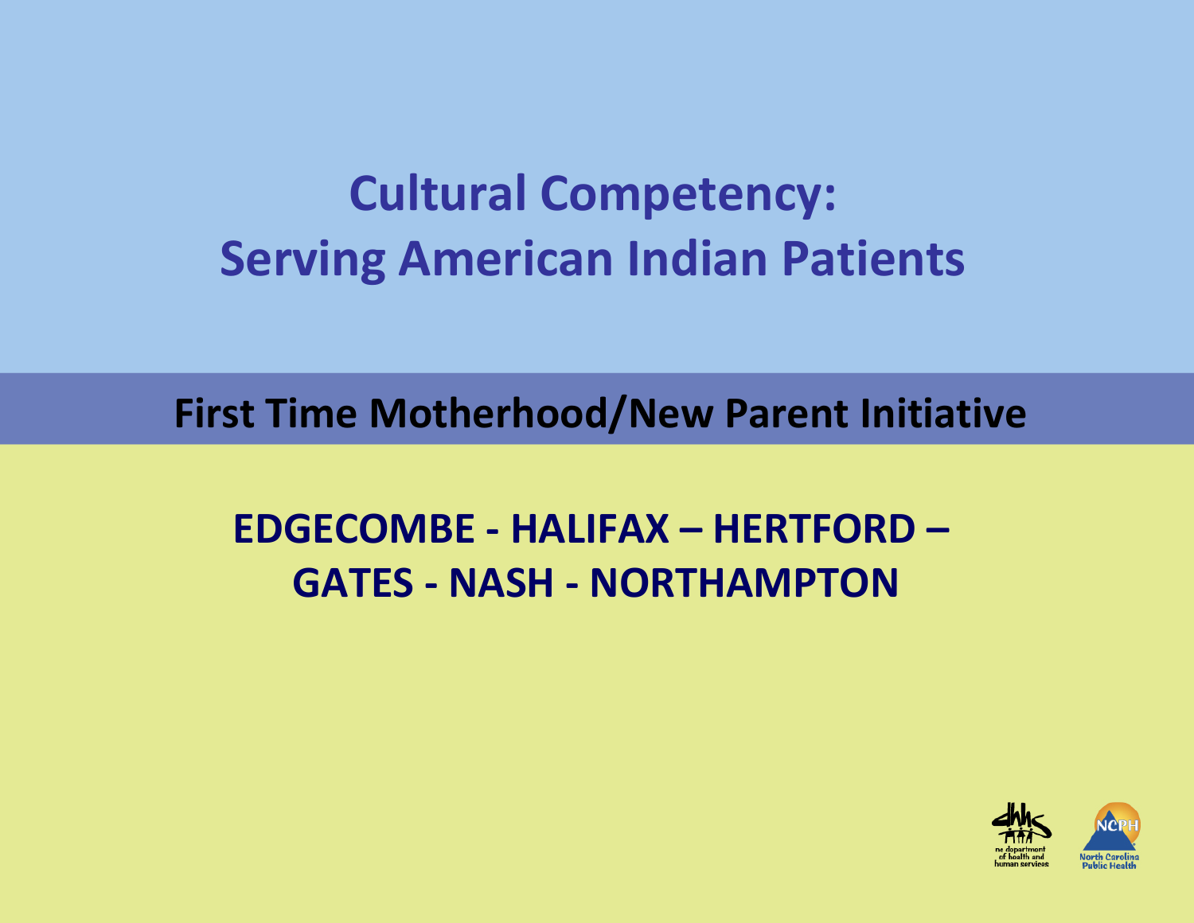# Cultural Competency: Serving American Indian Patients

## First Time Motherhood/New Parent Initiative

**EDGECOMBE - HALIFAX – HERTFORD – GATES - NASH - NORTHAMPTON**

nc department of health and human services

North Carolina Public Health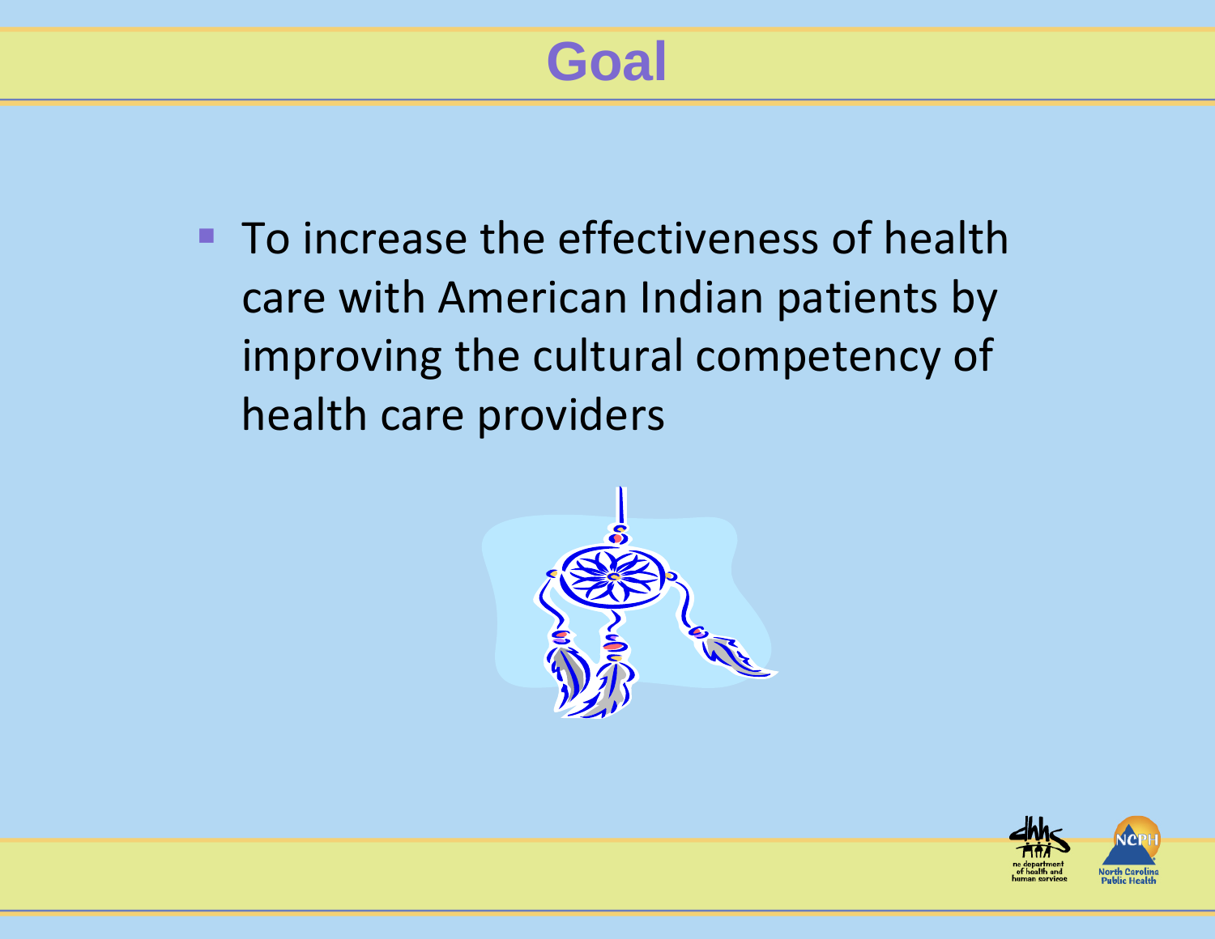# Goal

- To increase the effectiveness of health care with American Indian patients by improving the cultural competency of health care providers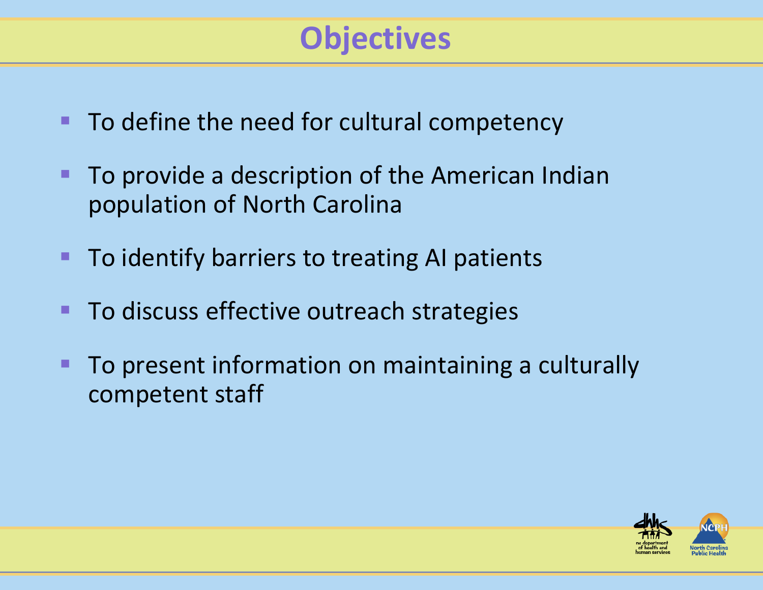# Objectives

- To define the need for cultural competency
- To provide a description of the American Indian population of North Carolina
- To identify barriers to treating AI patients
- To discuss effective outreach strategies
- To present information on maintaining a culturally competent staff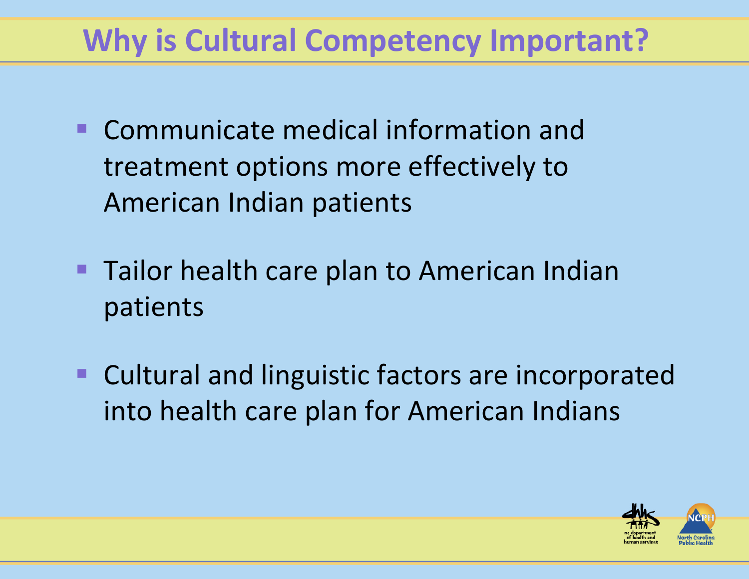# Why is Cultural Competency Important?

- Communicate medical information and treatment options more effectively to American Indian patients
- Tailor health care plan to American Indian patients
- Cultural and linguistic factors are incorporated into health care plan for American Indians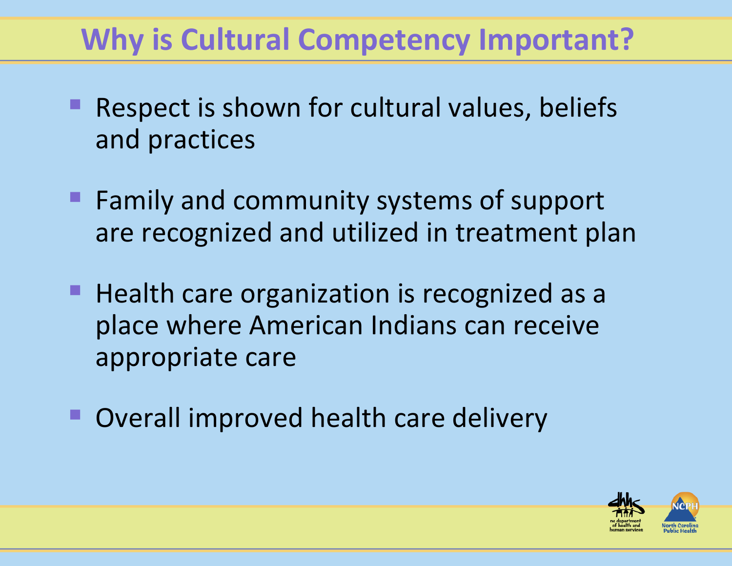# Why is Cultural Competency Important?

- Respect is shown for cultural values, beliefs and practices
- Family and community systems of support are recognized and utilized in treatment plan
- Health care organization is recognized as a place where American Indians can receive appropriate care
- Overall improved health care delivery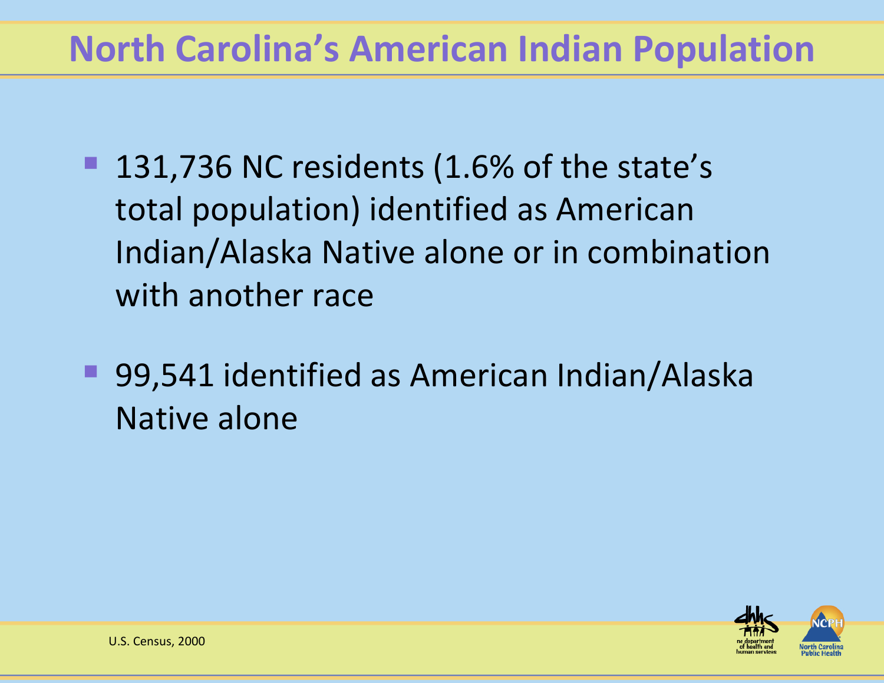# North Carolina's American Indian Population

- 131,736 NC residents (1.6% of the state's total population) identified as American Indian/Alaska Native alone or in combination with another race
- 99,541 identified as American Indian/Alaska Native alone

U.S. Census, 2000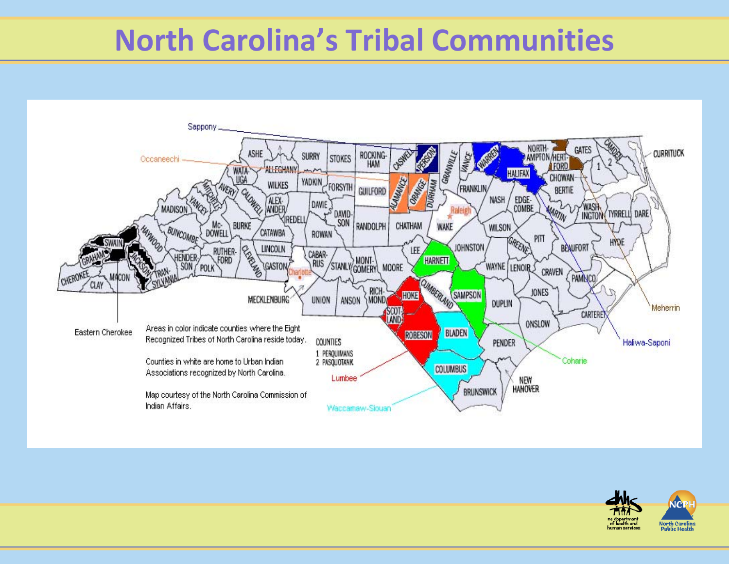# North Carolina's Tribal Communities

Areas in color indicate counties where the Eight Recognized Tribes of North Carolina reside today.

Counties in white are home to Urban Indian Associations recognized by North Carolina.

Map courtesy of the North Carolina Commission of Indian Affairs.

COUNTIES
1 PERQUIMANS
2 PASQUOTANK

Sappony — Occaneechi — Eastern Cherokee — Lumbee — Waccamaw-Siouan — Coharie — Haliwa-Saponi — Meherrin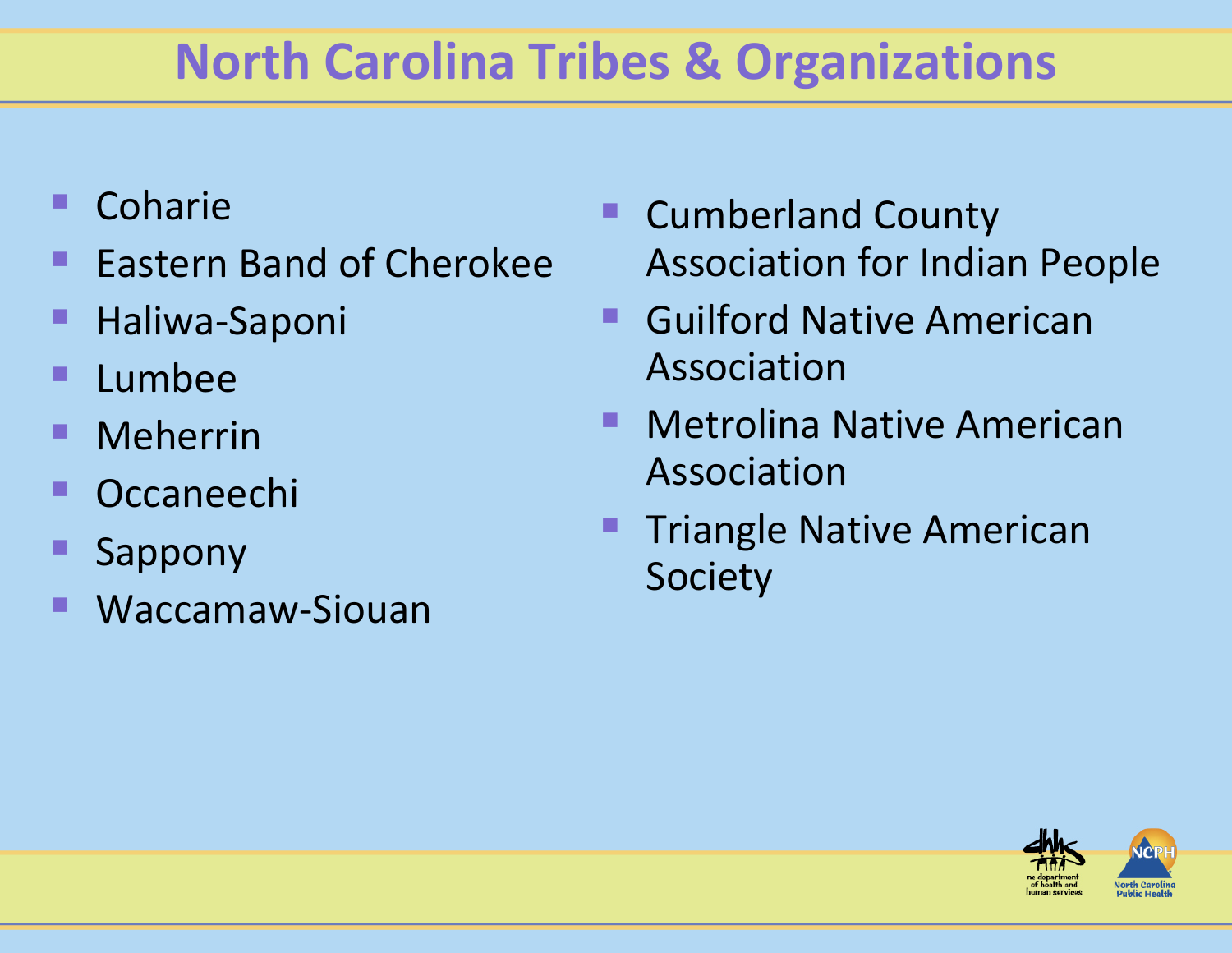# North Carolina Tribes & Organizations

- Coharie
- Eastern Band of Cherokee
- Haliwa-Saponi
- Lumbee
- Meherrin
- Occaneechi
- Sappony
- Waccamaw-Siouan

- Cumberland County Association for Indian People
- Guilford Native American Association
- Metrolina Native American Association
- Triangle Native American Society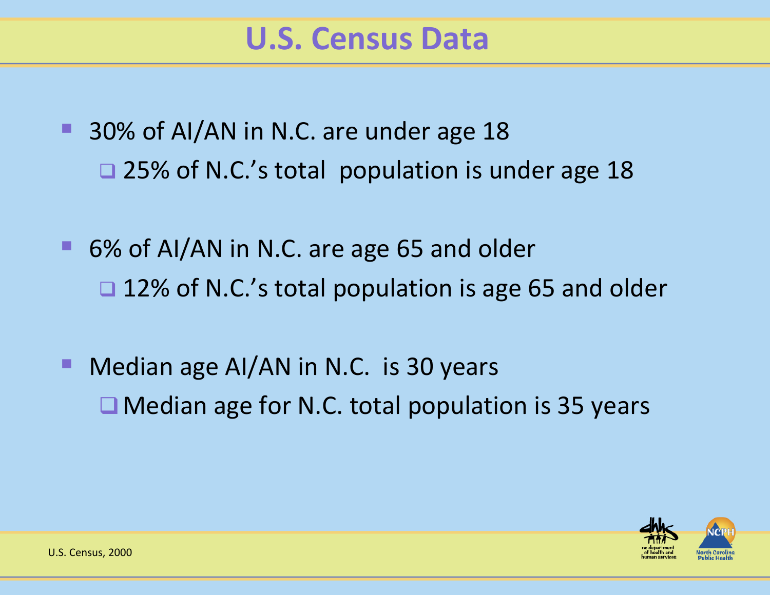# U.S. Census Data

- 30% of AI/AN in N.C. are under age 18
  - 25% of N.C.'s total population is under age 18
- 6% of AI/AN in N.C. are age 65 and older
  - 12% of N.C.'s total population is age 65 and older
- Median age AI/AN in N.C. is 30 years
  - Median age for N.C. total population is 35 years

U.S. Census, 2000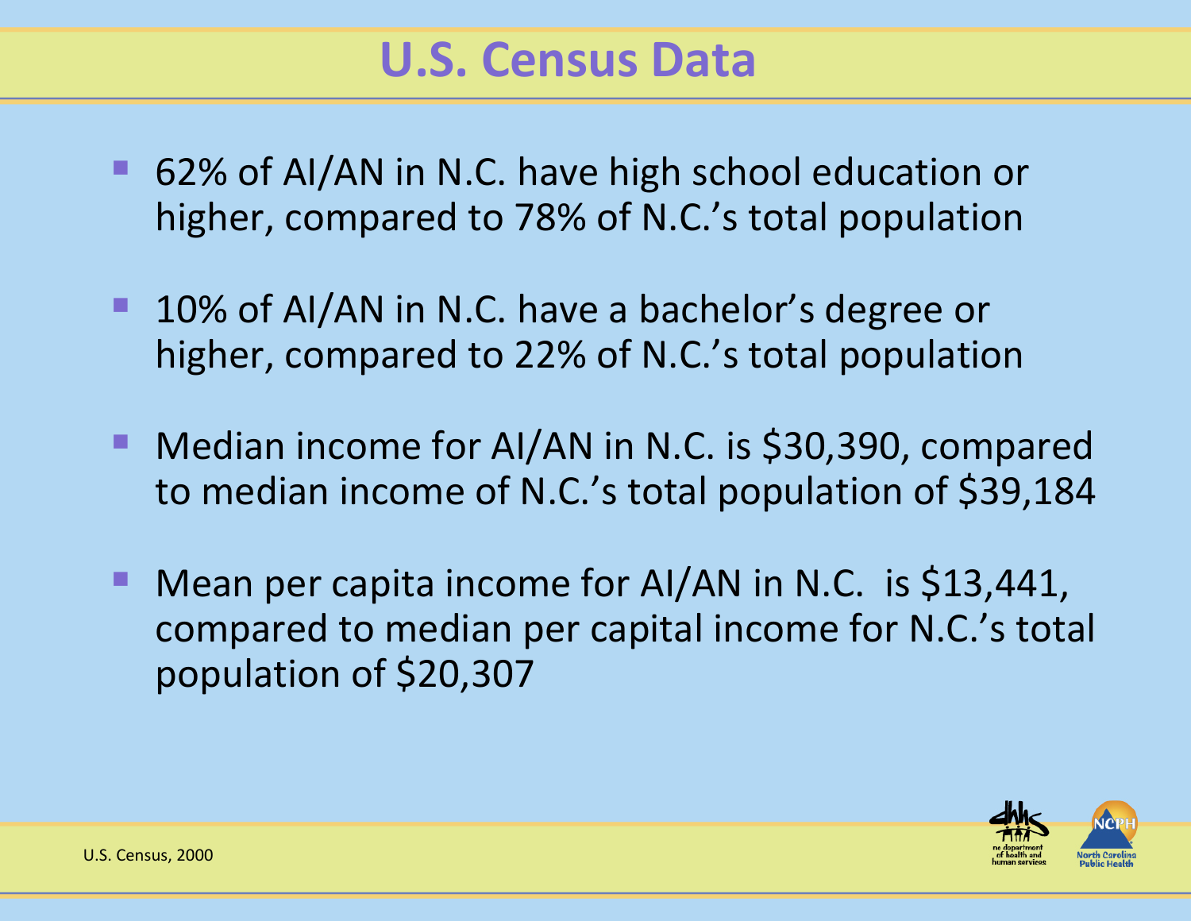# U.S. Census Data

- 62% of AI/AN in N.C. have high school education or higher, compared to 78% of N.C.'s total population
- 10% of AI/AN in N.C. have a bachelor's degree or higher, compared to 22% of N.C.'s total population
- Median income for AI/AN in N.C. is $30,390, compared to median income of N.C.'s total population of $39,184
- Mean per capita income for AI/AN in N.C.  is $13,441, compared to median per capital income for N.C.'s total population of $20,307

U.S. Census, 2000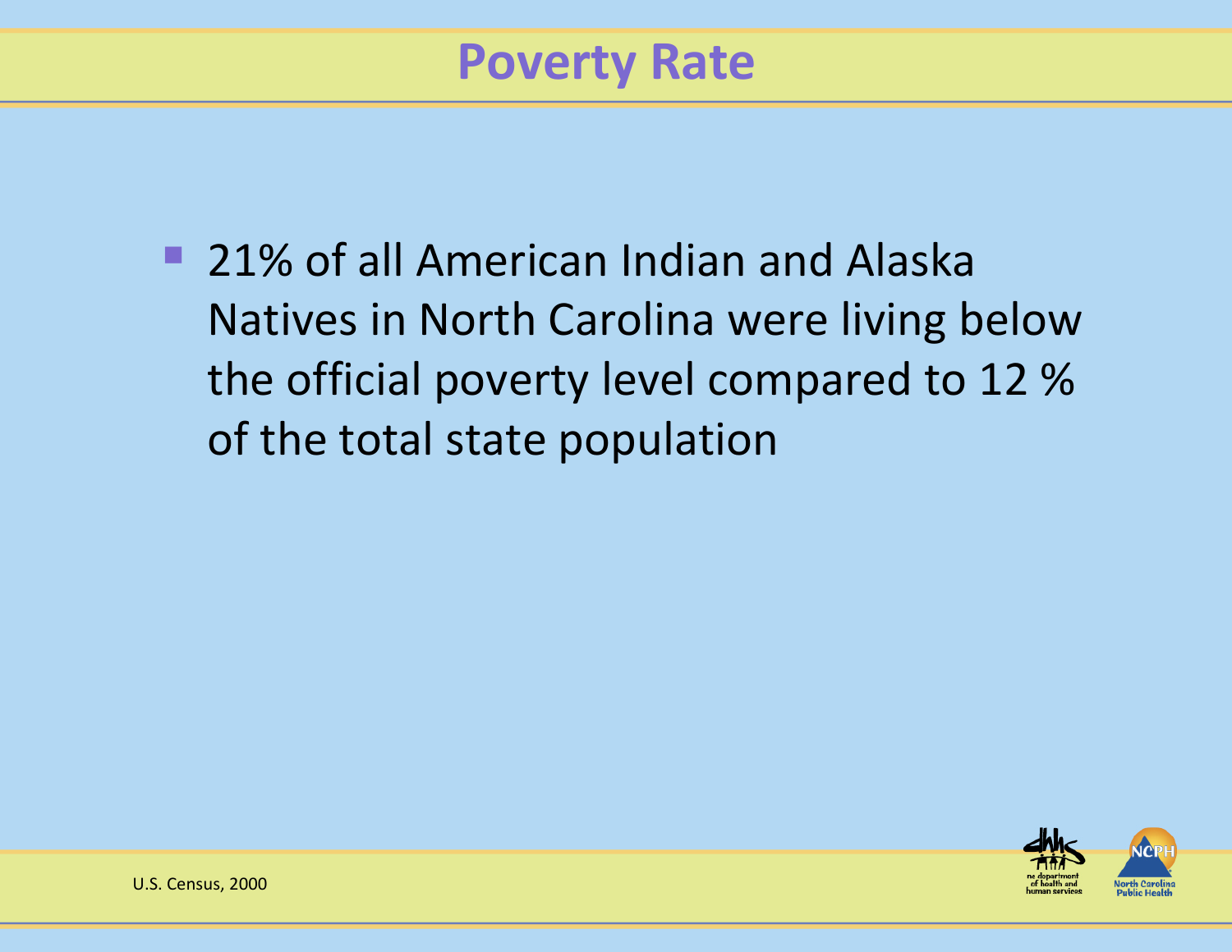# Poverty Rate

- 21% of all American Indian and Alaska Natives in North Carolina were living below the official poverty level compared to 12 % of the total state population

U.S. Census, 2000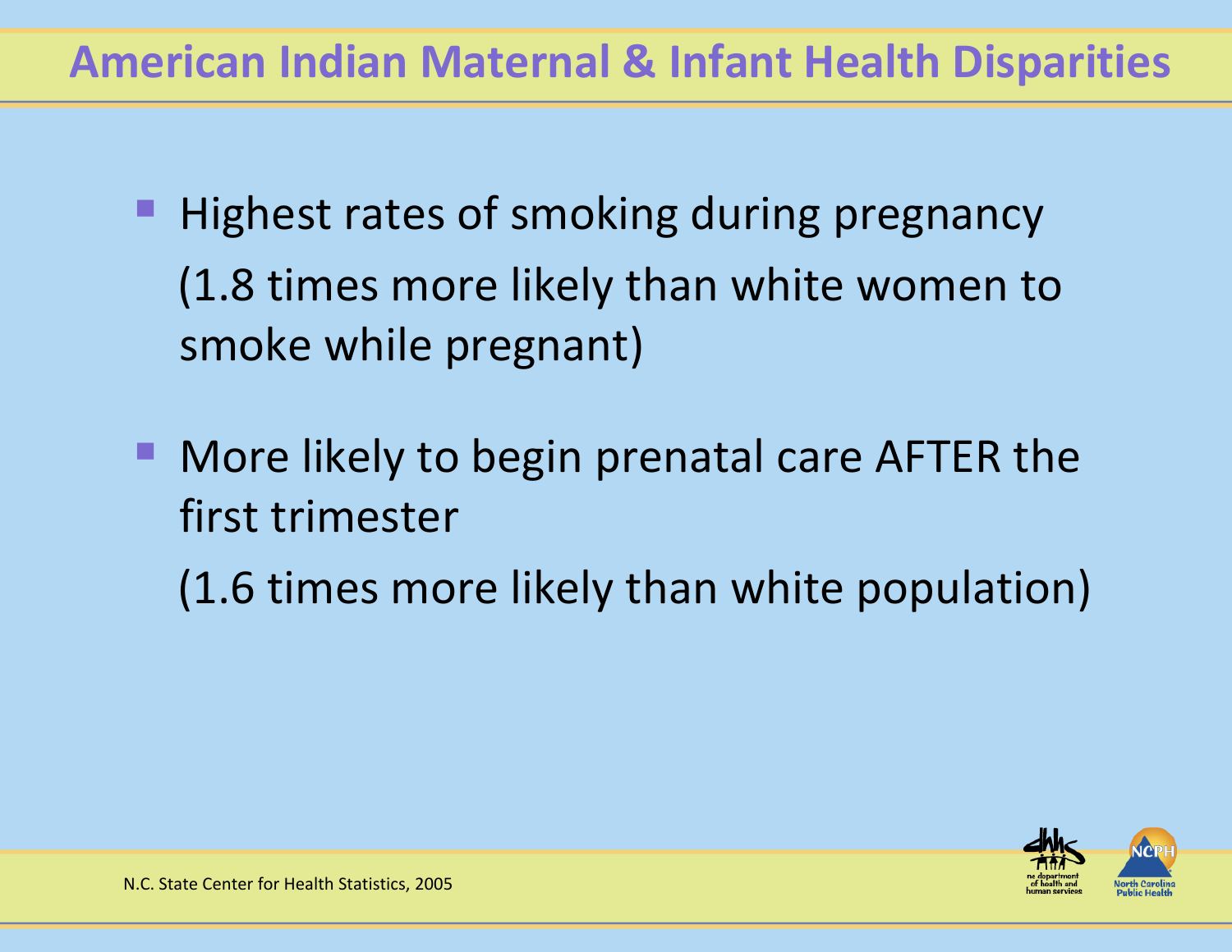# American Indian Maternal & Infant Health Disparities

- Highest rates of smoking during pregnancy
  (1.8 times more likely than white women to smoke while pregnant)

- More likely to begin prenatal care AFTER the first trimester
  (1.6 times more likely than white population)

N.C. State Center for Health Statistics, 2005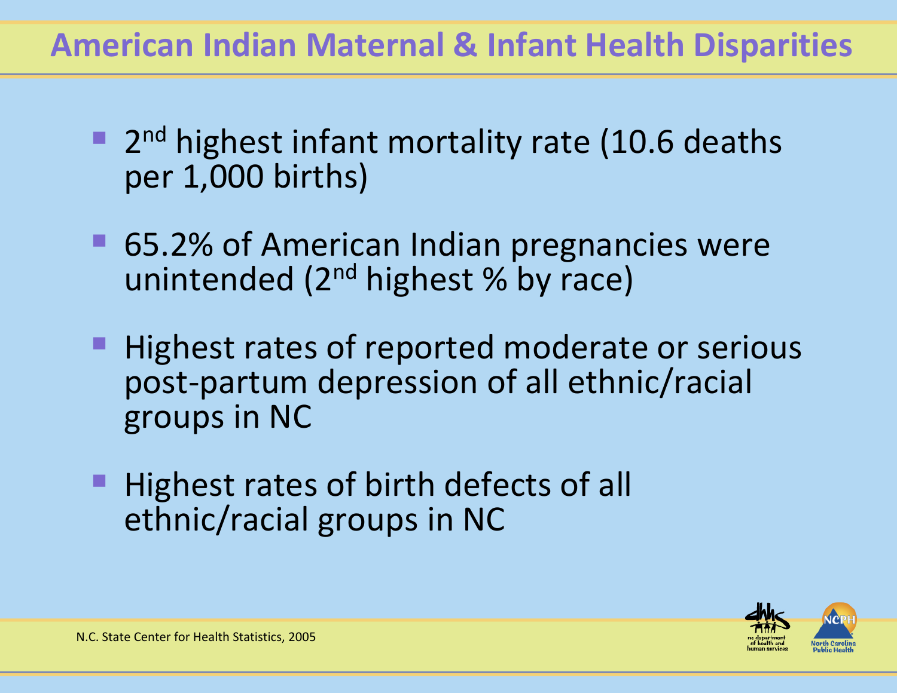# American Indian Maternal & Infant Health Disparities

- 2nd highest infant mortality rate (10.6 deaths per 1,000 births)
- 65.2% of American Indian pregnancies were unintended (2nd highest % by race)
- Highest rates of reported moderate or serious post-partum depression of all ethnic/racial groups in NC
- Highest rates of birth defects of all ethnic/racial groups in NC

N.C. State Center for Health Statistics, 2005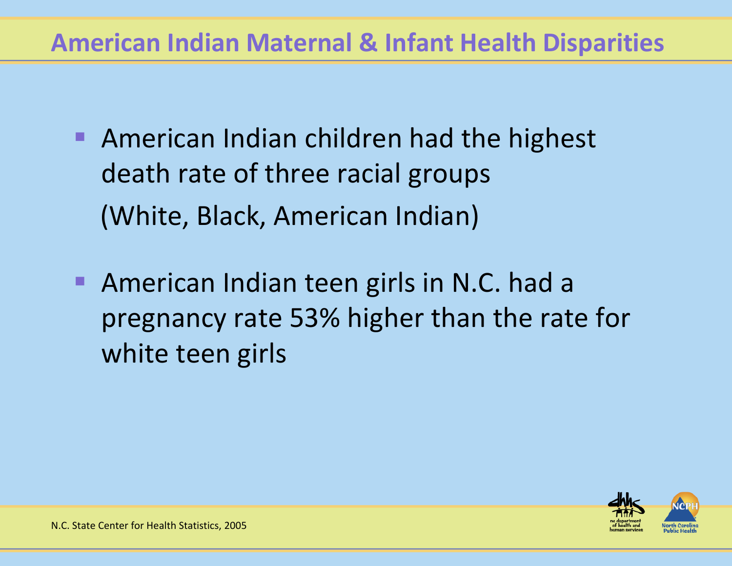# American Indian Maternal & Infant Health Disparities

- American Indian children had the highest death rate of three racial groups
  (White, Black, American Indian)
- American Indian teen girls in N.C. had a pregnancy rate 53% higher than the rate for white teen girls

N.C. State Center for Health Statistics, 2005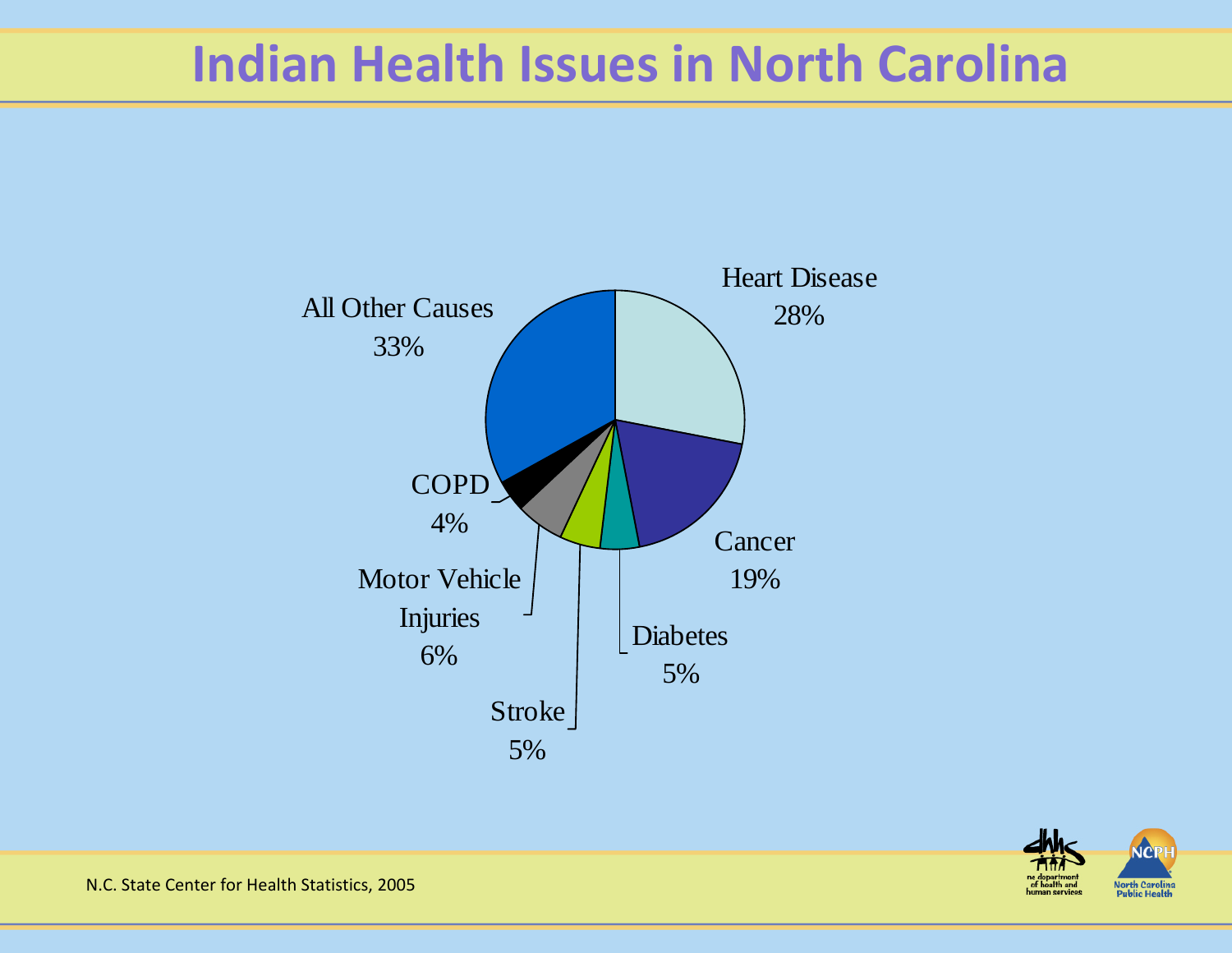# Indian Health Issues in North Carolina

| Cause | Percent |
|---|---|
| Heart Disease | 28% |
| Cancer | 19% |
| Diabetes | 5% |
| Stroke | 5% |
| Motor Vehicle Injuries | 6% |
| COPD | 4% |
| All Other Causes | 33% |

N.C. State Center for Health Statistics, 2005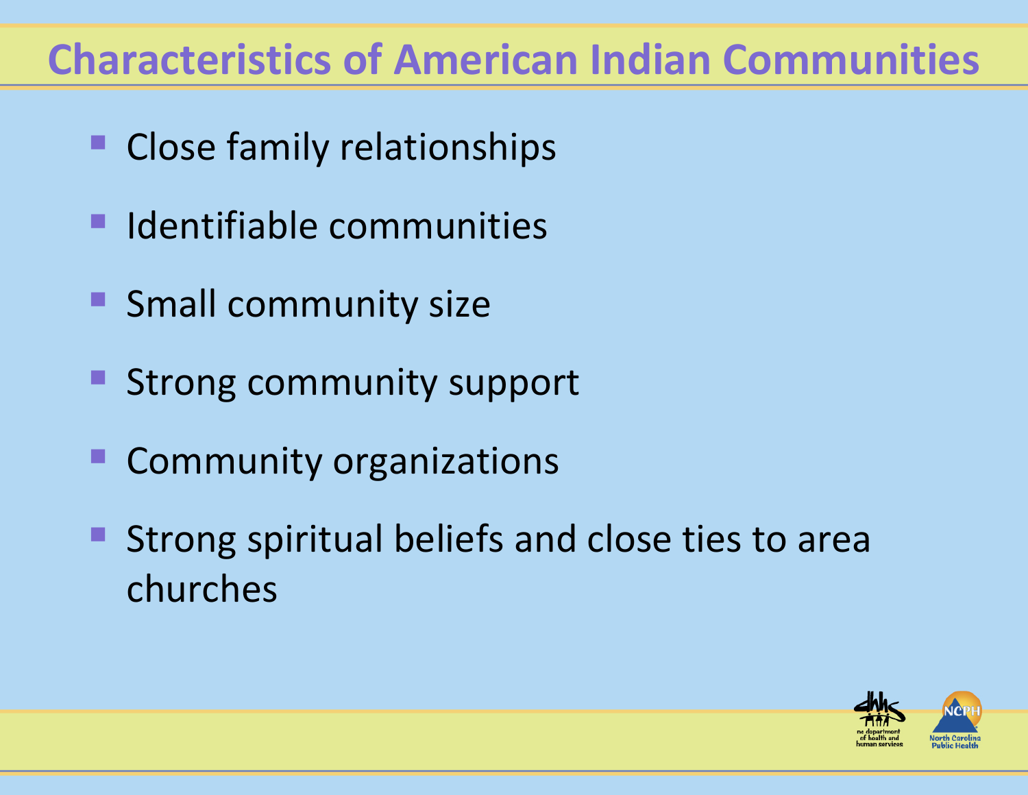# Characteristics of American Indian Communities

- Close family relationships
- Identifiable communities
- Small community size
- Strong community support
- Community organizations
- Strong spiritual beliefs and close ties to area churches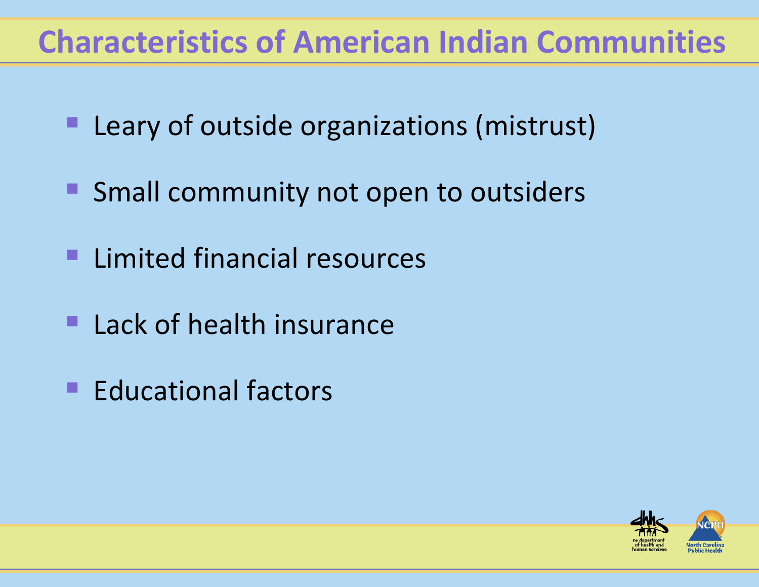# Characteristics of American Indian Communities

- Leary of outside organizations (mistrust)
- Small community not open to outsiders
- Limited financial resources
- Lack of health insurance
- Educational factors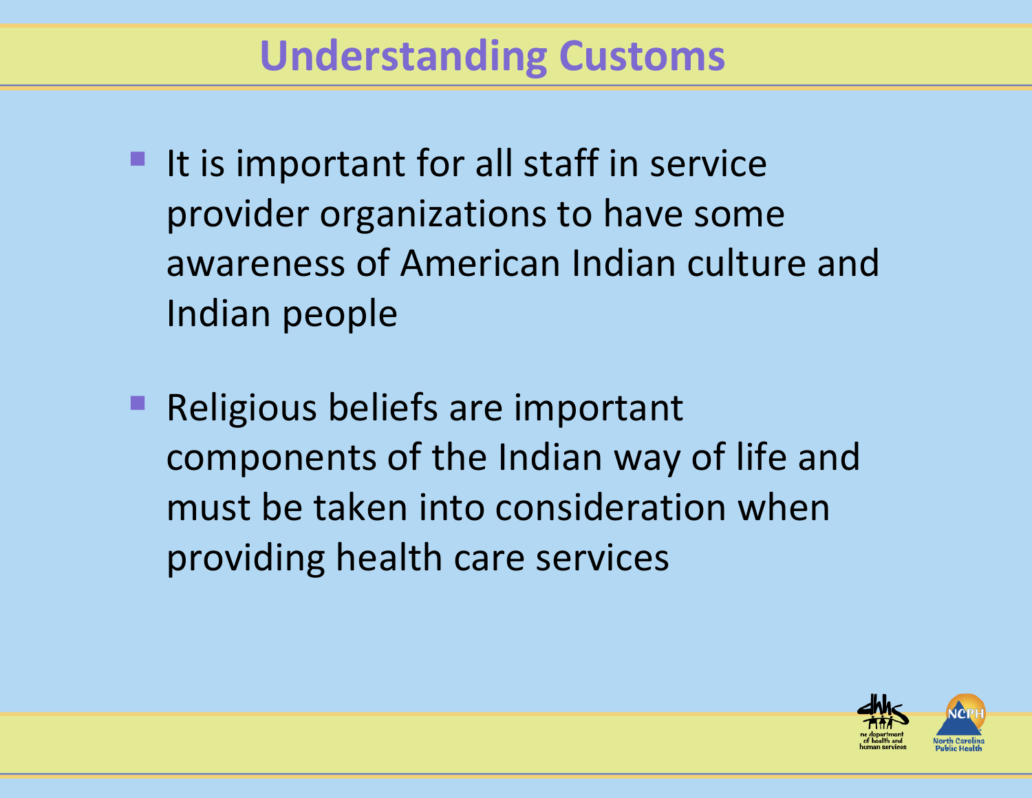# Understanding Customs

- It is important for all staff in service provider organizations to have some awareness of American Indian culture and Indian people
- Religious beliefs are important components of the Indian way of life and must be taken into consideration when providing health care services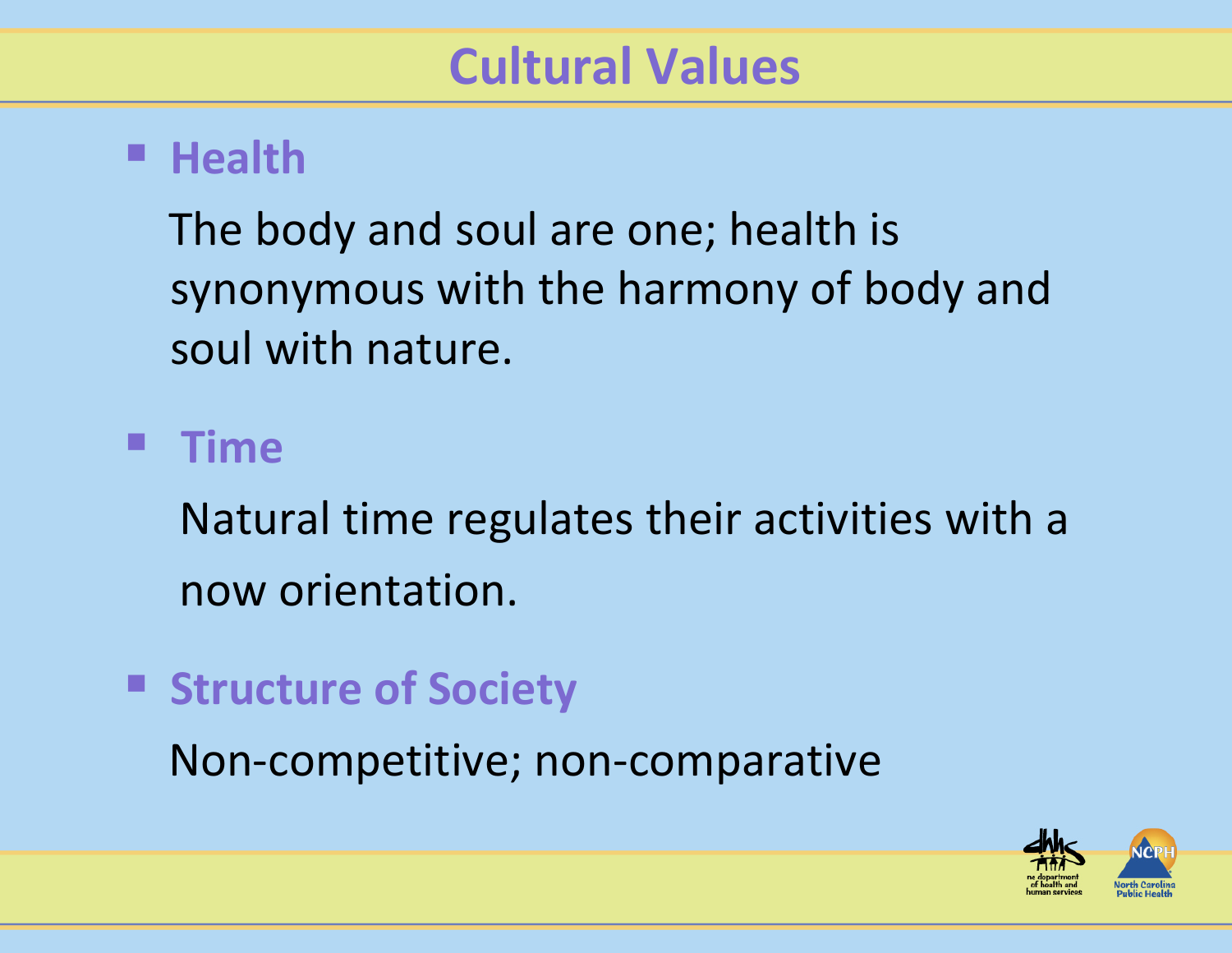# Cultural Values

- **Health**

  The body and soul are one; health is synonymous with the harmony of body and soul with nature.

- **Time**

  Natural time regulates their activities with a now orientation.

- **Structure of Society**

  Non-competitive; non-comparative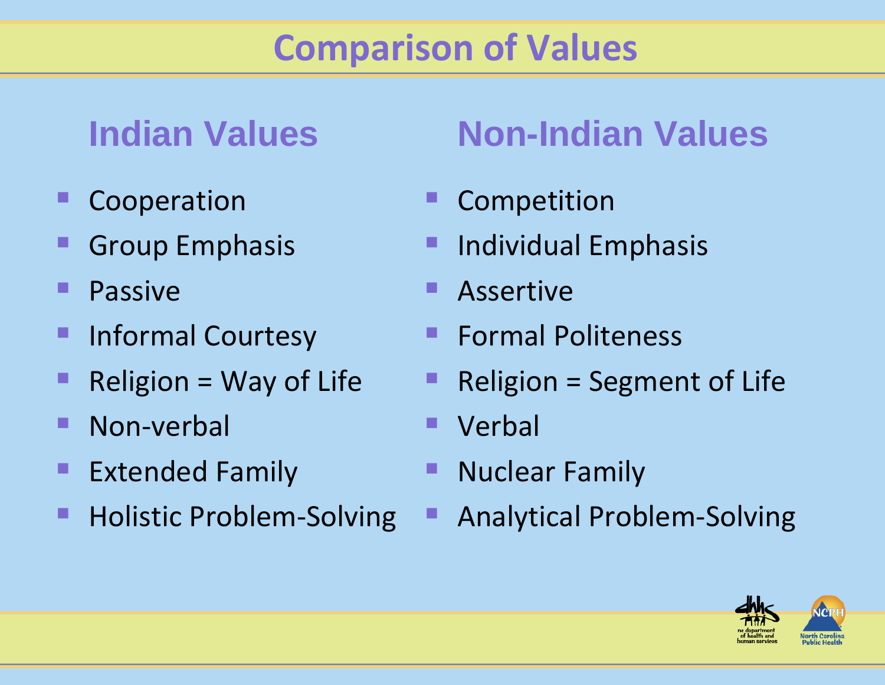# Comparison of Values

## Indian Values

- Cooperation
- Group Emphasis
- Passive
- Informal Courtesy
- Religion = Way of Life
- Non-verbal
- Extended Family
- Holistic Problem-Solving

## Non-Indian Values

- Competition
- Individual Emphasis
- Assertive
- Formal Politeness
- Religion = Segment of Life
- Verbal
- Nuclear Family
- Analytical Problem-Solving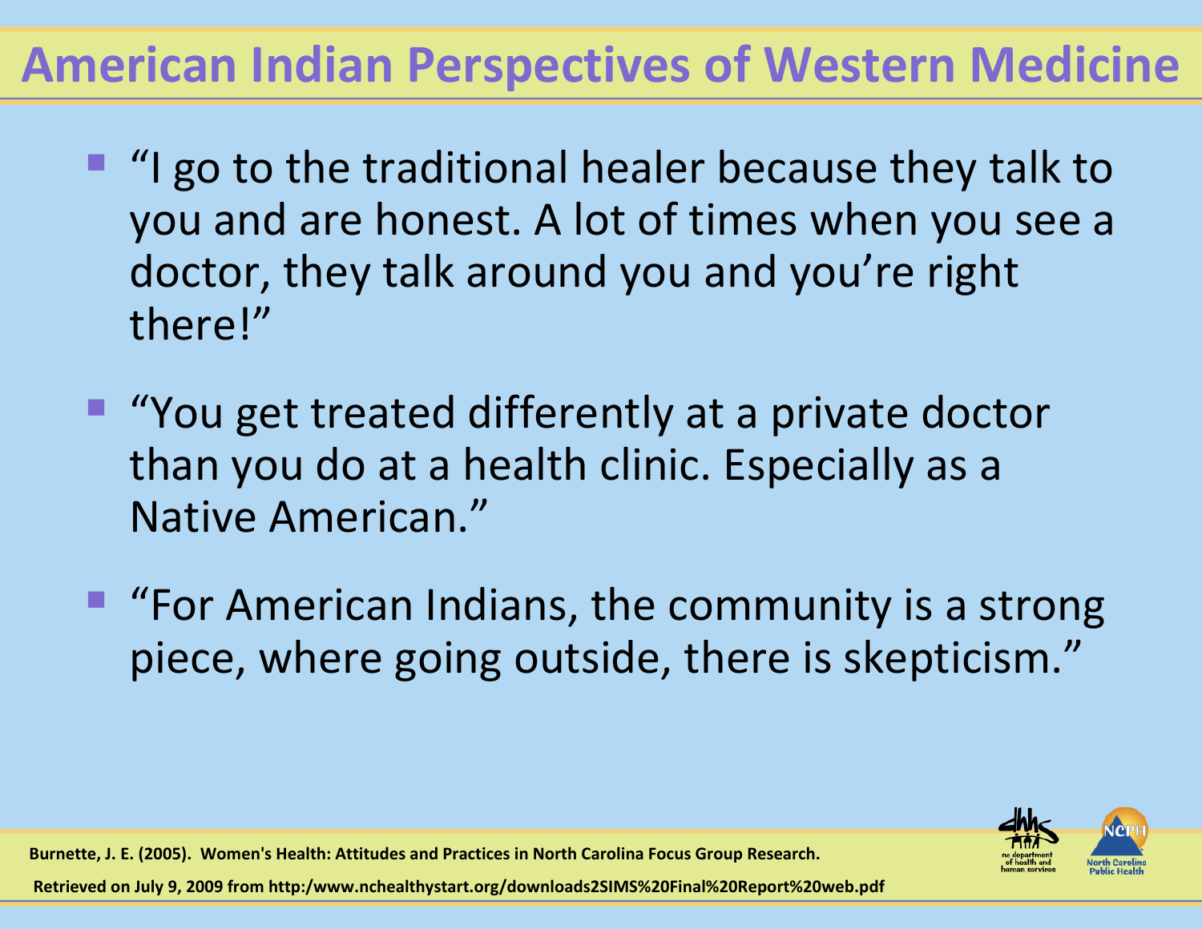# American Indian Perspectives of Western Medicine

- "I go to the traditional healer because they talk to you and are honest. A lot of times when you see a doctor, they talk around you and you're right there!"
- "You get treated differently at a private doctor than you do at a health clinic. Especially as a Native American."
- "For American Indians, the community is a strong piece, where going outside, there is skepticism."

**Burnette, J. E. (2005). Women's Health: Attitudes and Practices in North Carolina Focus Group Research.**

**Retrieved on July 9, 2009 from http:/www.nchealthystart.org/downloads2SIMS%20Final%20Report%20web.pdf**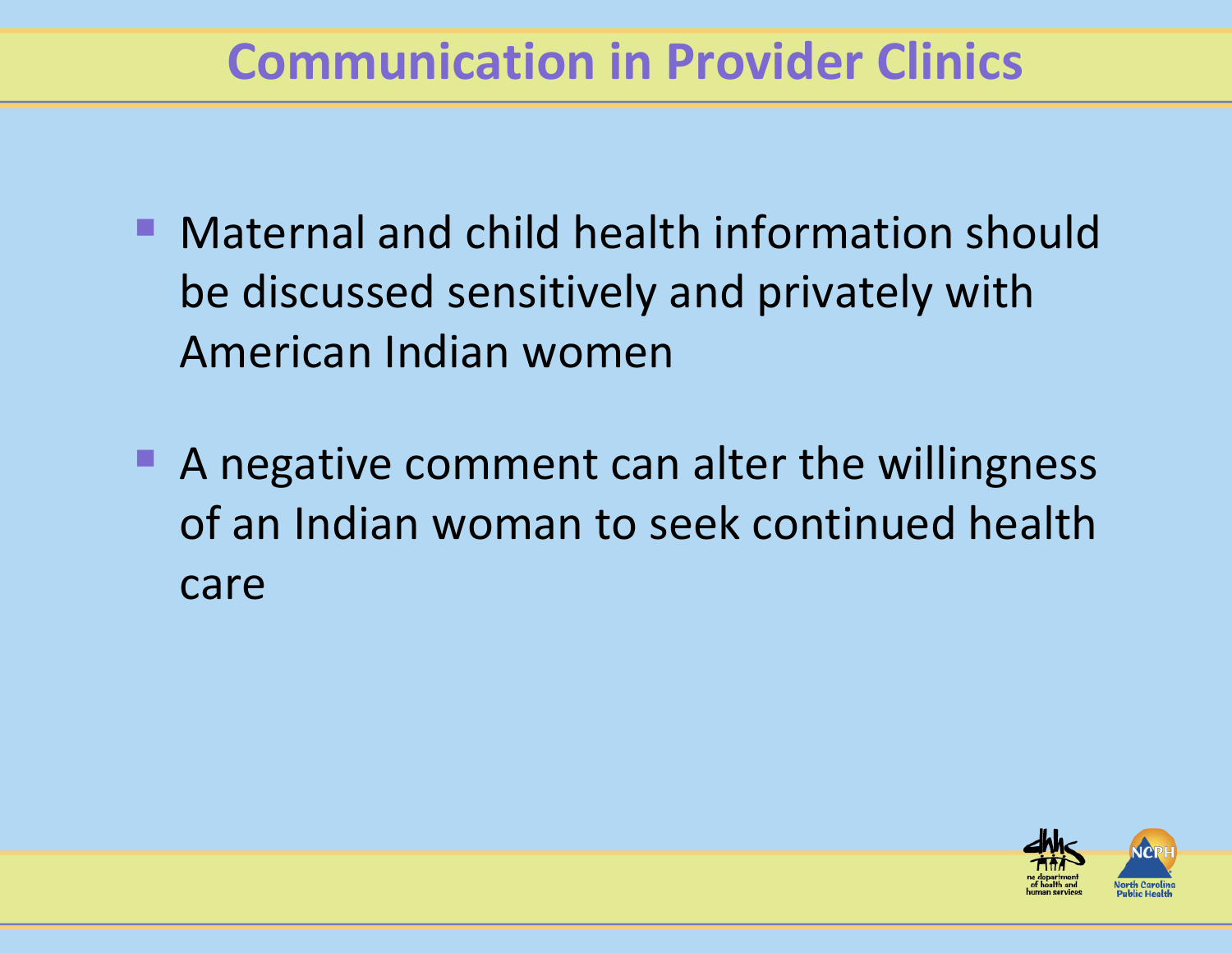# Communication in Provider Clinics

- Maternal and child health information should be discussed sensitively and privately with American Indian women
- A negative comment can alter the willingness of an Indian woman to seek continued health care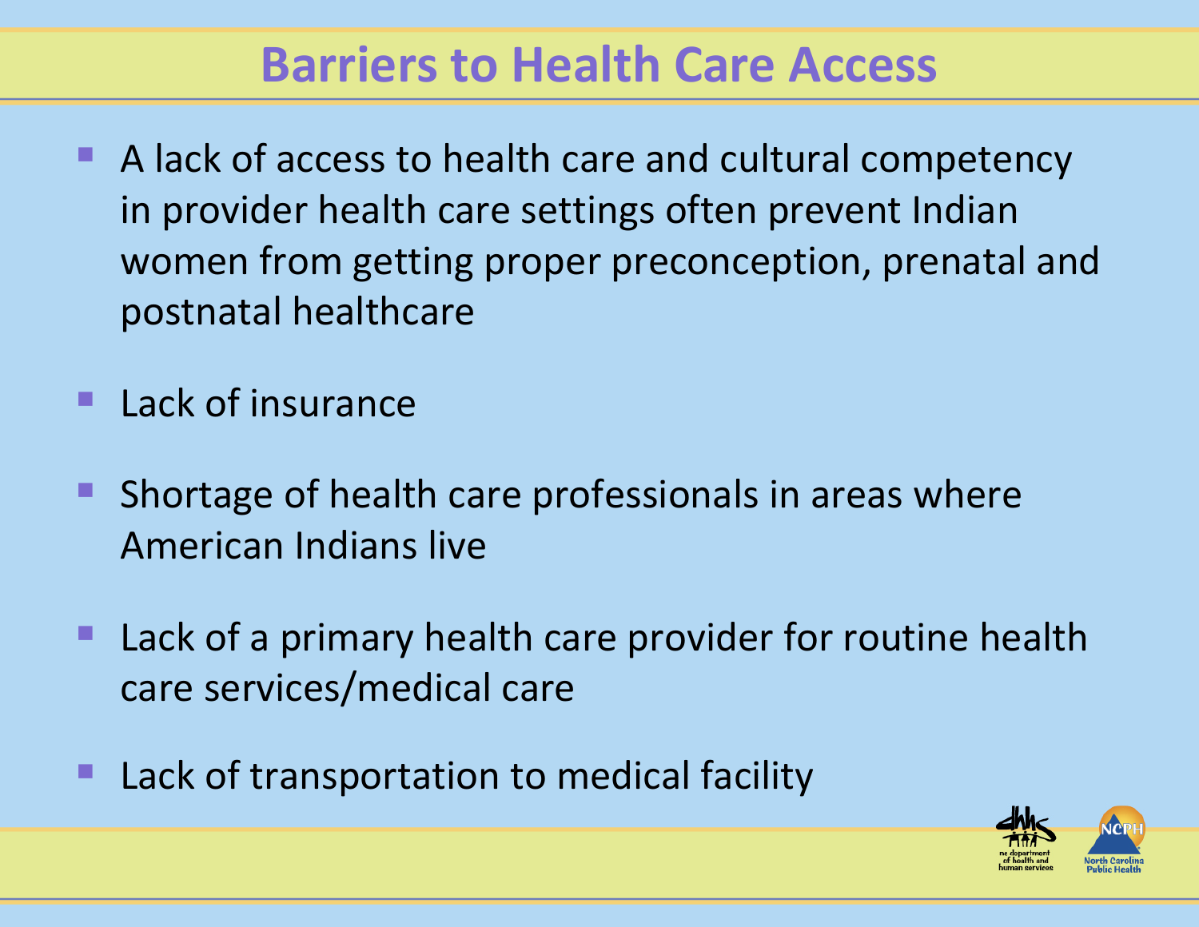# Barriers to Health Care Access

- A lack of access to health care and cultural competency in provider health care settings often prevent Indian women from getting proper preconception, prenatal and postnatal healthcare
- Lack of insurance
- Shortage of health care professionals in areas where American Indians live
- Lack of a primary health care provider for routine health care services/medical care
- Lack of transportation to medical facility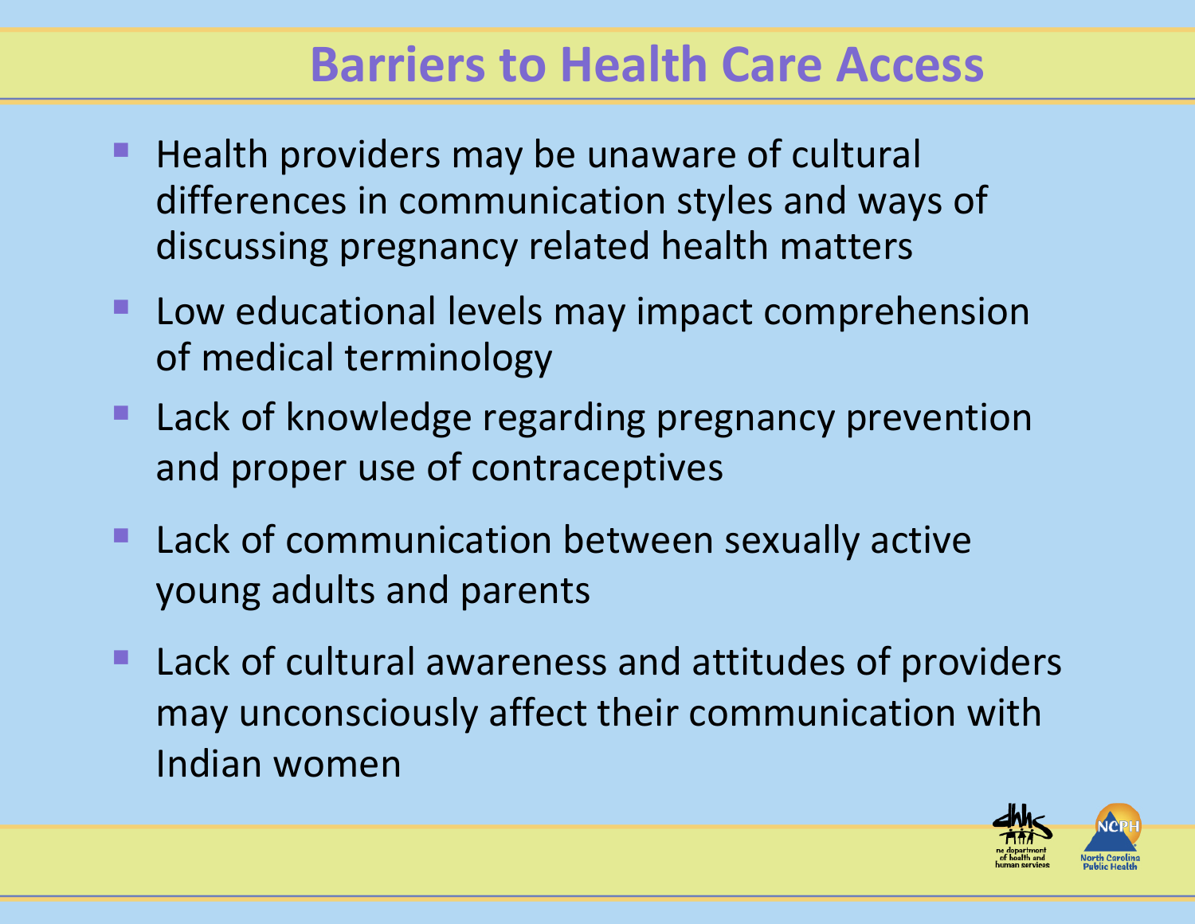# Barriers to Health Care Access

- Health providers may be unaware of cultural differences in communication styles and ways of discussing pregnancy related health matters
- Low educational levels may impact comprehension of medical terminology
- Lack of knowledge regarding pregnancy prevention and proper use of contraceptives
- Lack of communication between sexually active young adults and parents
- Lack of cultural awareness and attitudes of providers may unconsciously affect their communication with Indian women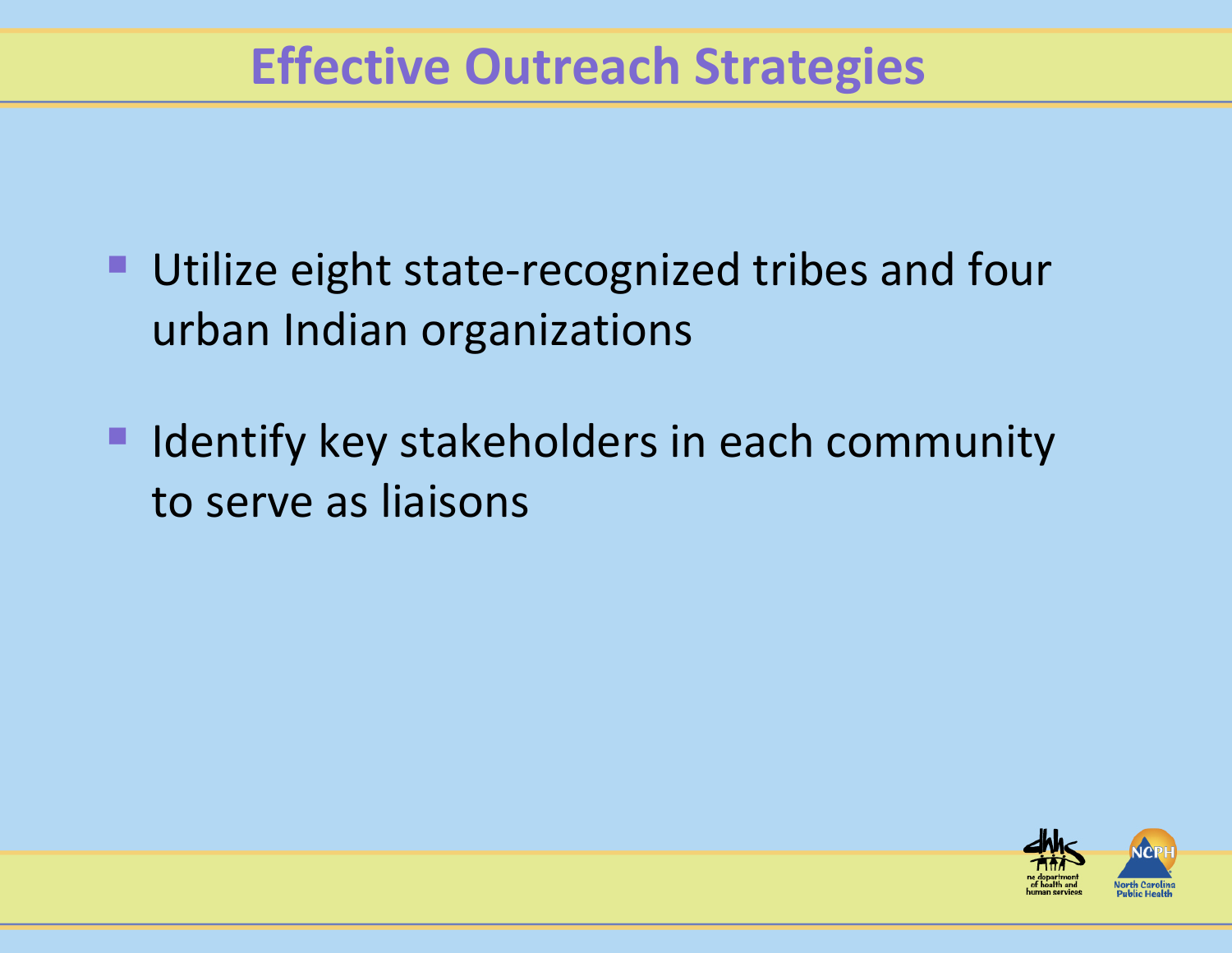# Effective Outreach Strategies

- Utilize eight state-recognized tribes and four urban Indian organizations
- Identify key stakeholders in each community to serve as liaisons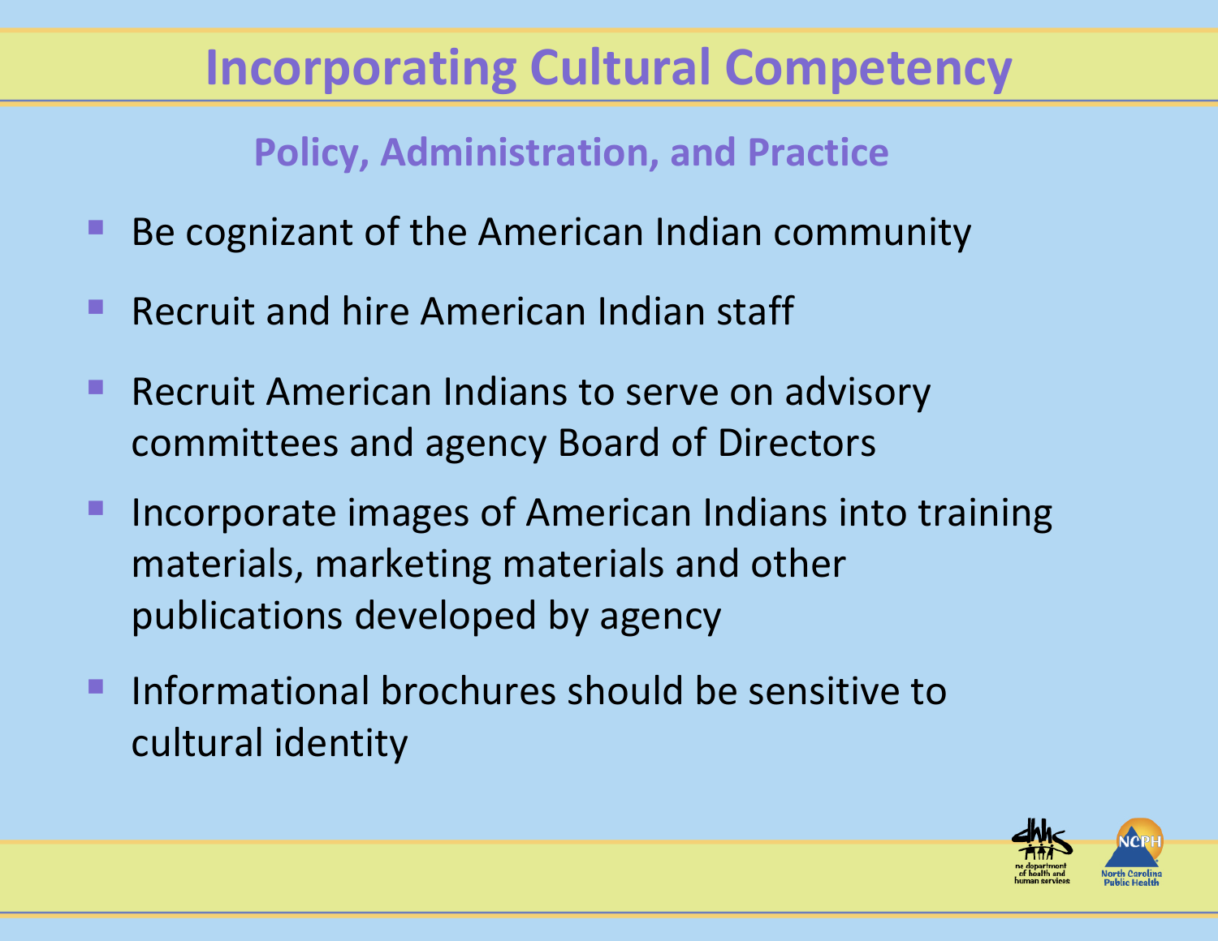# Incorporating Cultural Competency

## Policy, Administration, and Practice

- Be cognizant of the American Indian community
- Recruit and hire American Indian staff
- Recruit American Indians to serve on advisory committees and agency Board of Directors
- Incorporate images of American Indians into training materials, marketing materials and other publications developed by agency
- Informational brochures should be sensitive to cultural identity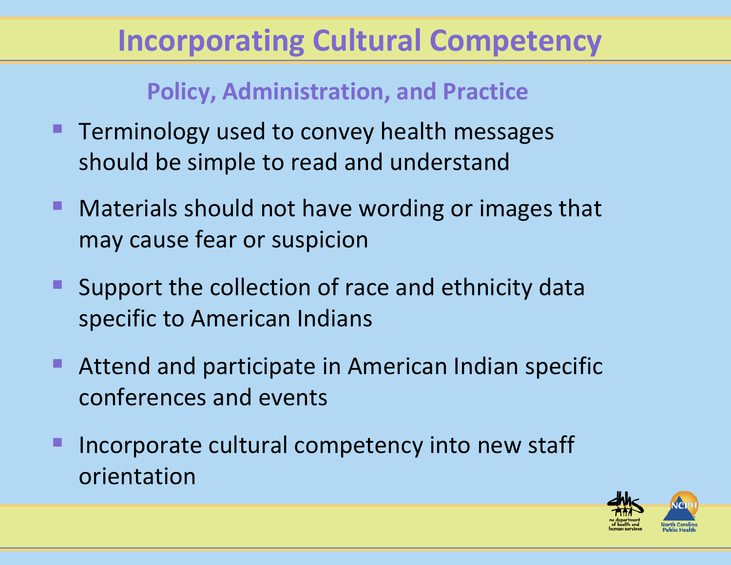# Incorporating Cultural Competency

## Policy, Administration, and Practice

- Terminology used to convey health messages should be simple to read and understand
- Materials should not have wording or images that may cause fear or suspicion
- Support the collection of race and ethnicity data specific to American Indians
- Attend and participate in American Indian specific conferences and events
- Incorporate cultural competency into new staff orientation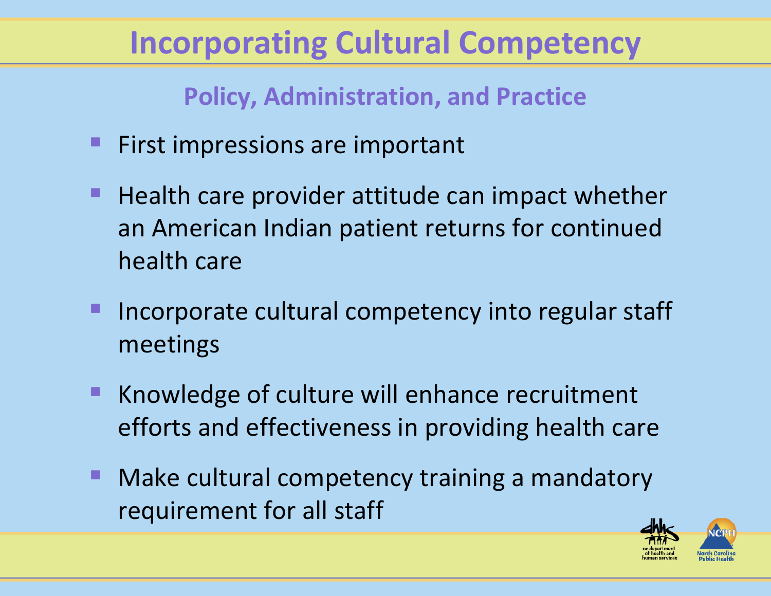# Incorporating Cultural Competency

## Policy, Administration, and Practice

- First impressions are important
- Health care provider attitude can impact whether an American Indian patient returns for continued health care
- Incorporate cultural competency into regular staff meetings
- Knowledge of culture will enhance recruitment efforts and effectiveness in providing health care
- Make cultural competency training a mandatory requirement for all staff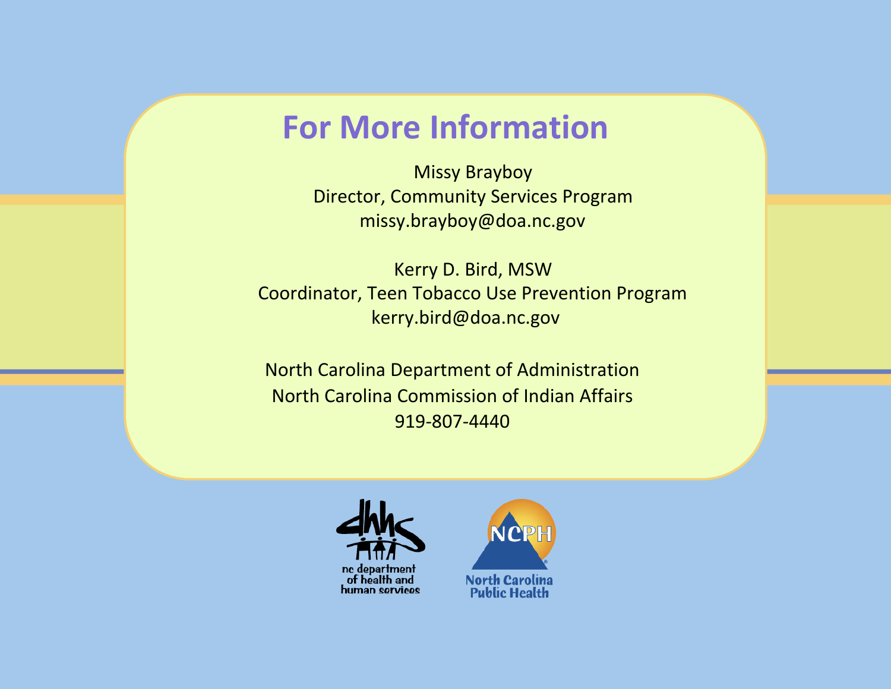# For More Information

Missy Brayboy
Director, Community Services Program
missy.brayboy@doa.nc.gov

Kerry D. Bird, MSW
Coordinator, Teen Tobacco Use Prevention Program
kerry.bird@doa.nc.gov

North Carolina Department of Administration
North Carolina Commission of Indian Affairs
919-807-4440

nc department of health and human services

NCPH North Carolina Public Health